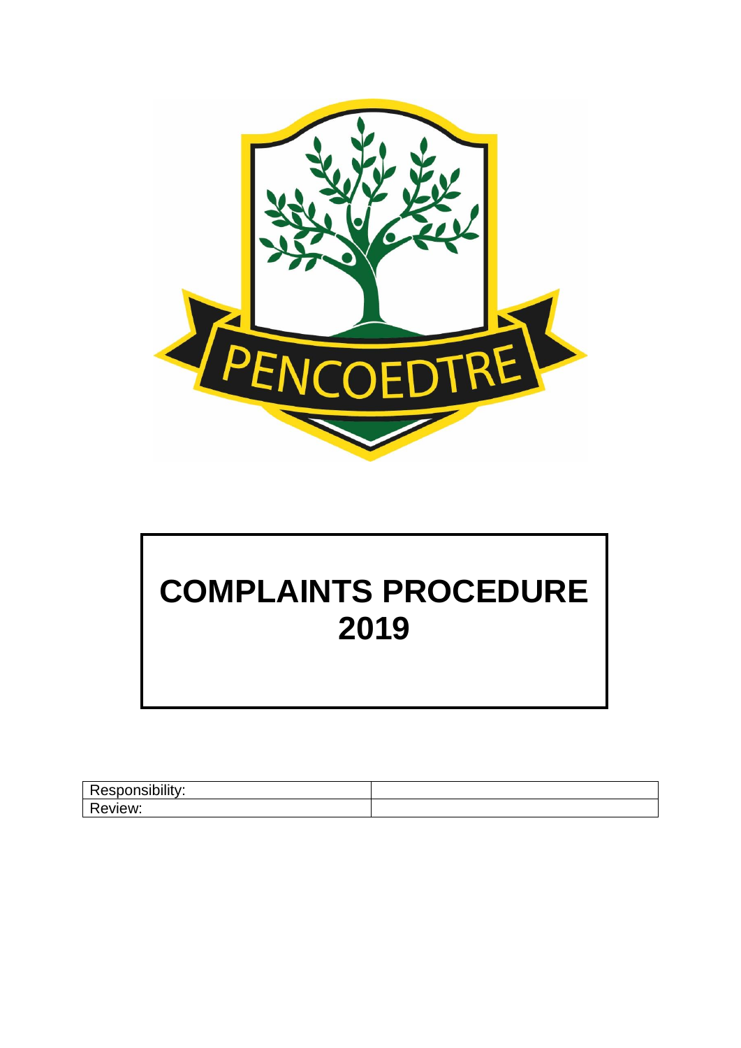PENCOEDTRE

# COMPLAINTS PROCEDURE 2019

| Responsibility: | |
|---|---|
| Review: | |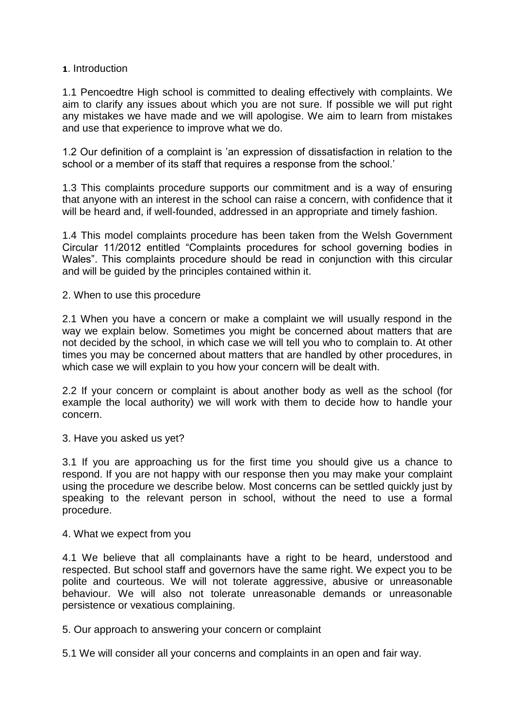## 1. Introduction

1.1 Pencoedtre High school is committed to dealing effectively with complaints. We aim to clarify any issues about which you are not sure. If possible we will put right any mistakes we have made and we will apologise. We aim to learn from mistakes and use that experience to improve what we do.

1.2 Our definition of a complaint is 'an expression of dissatisfaction in relation to the school or a member of its staff that requires a response from the school.'

1.3 This complaints procedure supports our commitment and is a way of ensuring that anyone with an interest in the school can raise a concern, with confidence that it will be heard and, if well-founded, addressed in an appropriate and timely fashion.

1.4 This model complaints procedure has been taken from the Welsh Government Circular 11/2012 entitled "Complaints procedures for school governing bodies in Wales". This complaints procedure should be read in conjunction with this circular and will be guided by the principles contained within it.

## 2. When to use this procedure

2.1 When you have a concern or make a complaint we will usually respond in the way we explain below. Sometimes you might be concerned about matters that are not decided by the school, in which case we will tell you who to complain to. At other times you may be concerned about matters that are handled by other procedures, in which case we will explain to you how your concern will be dealt with.

2.2 If your concern or complaint is about another body as well as the school (for example the local authority) we will work with them to decide how to handle your concern.

## 3. Have you asked us yet?

3.1 If you are approaching us for the first time you should give us a chance to respond. If you are not happy with our response then you may make your complaint using the procedure we describe below. Most concerns can be settled quickly just by speaking to the relevant person in school, without the need to use a formal procedure.

## 4. What we expect from you

4.1 We believe that all complainants have a right to be heard, understood and respected. But school staff and governors have the same right. We expect you to be polite and courteous. We will not tolerate aggressive, abusive or unreasonable behaviour. We will also not tolerate unreasonable demands or unreasonable persistence or vexatious complaining.

## 5. Our approach to answering your concern or complaint

5.1 We will consider all your concerns and complaints in an open and fair way.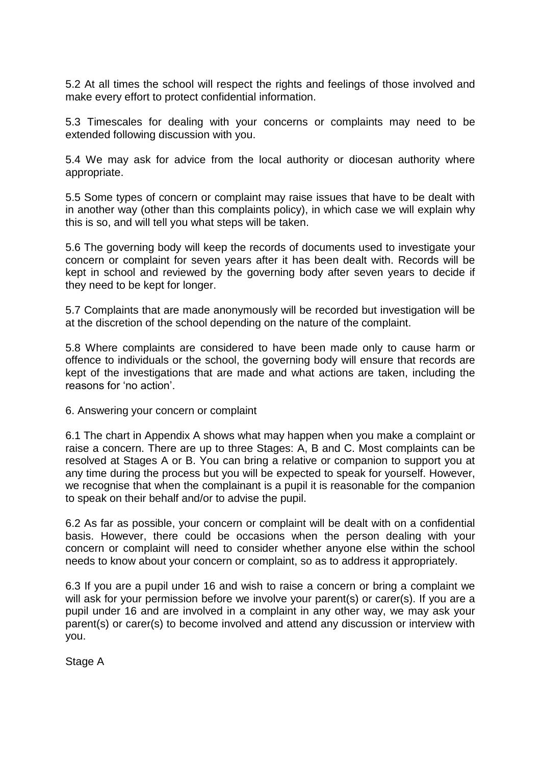5.2 At all times the school will respect the rights and feelings of those involved and make every effort to protect confidential information.

5.3 Timescales for dealing with your concerns or complaints may need to be extended following discussion with you.

5.4 We may ask for advice from the local authority or diocesan authority where appropriate.

5.5 Some types of concern or complaint may raise issues that have to be dealt with in another way (other than this complaints policy), in which case we will explain why this is so, and will tell you what steps will be taken.

5.6 The governing body will keep the records of documents used to investigate your concern or complaint for seven years after it has been dealt with. Records will be kept in school and reviewed by the governing body after seven years to decide if they need to be kept for longer.

5.7 Complaints that are made anonymously will be recorded but investigation will be at the discretion of the school depending on the nature of the complaint.

5.8 Where complaints are considered to have been made only to cause harm or offence to individuals or the school, the governing body will ensure that records are kept of the investigations that are made and what actions are taken, including the reasons for 'no action'.

## 6. Answering your concern or complaint

6.1 The chart in Appendix A shows what may happen when you make a complaint or raise a concern. There are up to three Stages: A, B and C. Most complaints can be resolved at Stages A or B. You can bring a relative or companion to support you at any time during the process but you will be expected to speak for yourself. However, we recognise that when the complainant is a pupil it is reasonable for the companion to speak on their behalf and/or to advise the pupil.

6.2 As far as possible, your concern or complaint will be dealt with on a confidential basis. However, there could be occasions when the person dealing with your concern or complaint will need to consider whether anyone else within the school needs to know about your concern or complaint, so as to address it appropriately.

6.3 If you are a pupil under 16 and wish to raise a concern or bring a complaint we will ask for your permission before we involve your parent(s) or carer(s). If you are a pupil under 16 and are involved in a complaint in any other way, we may ask your parent(s) or carer(s) to become involved and attend any discussion or interview with you.

### Stage A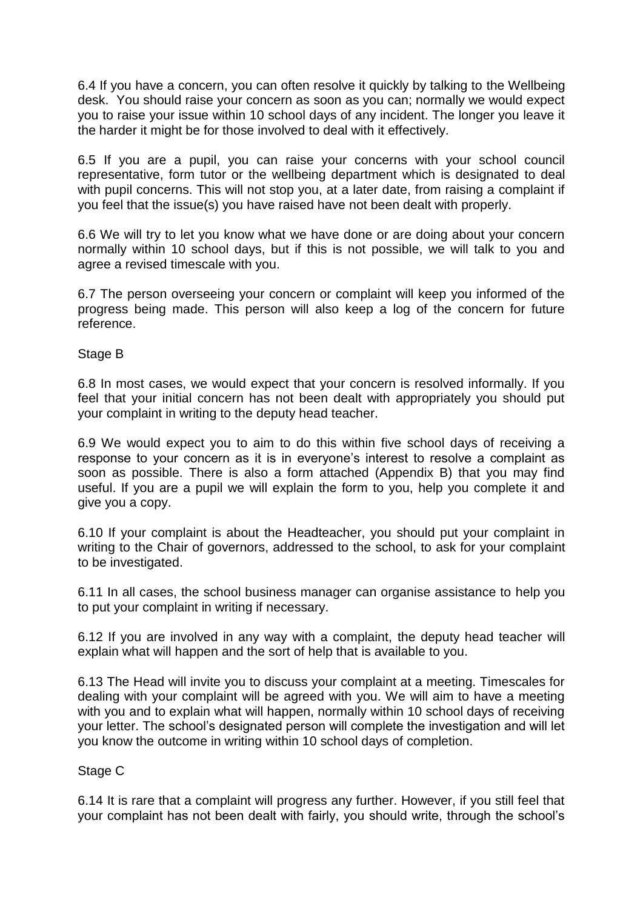6.4 If you have a concern, you can often resolve it quickly by talking to the Wellbeing desk. You should raise your concern as soon as you can; normally we would expect you to raise your issue within 10 school days of any incident. The longer you leave it the harder it might be for those involved to deal with it effectively.

6.5 If you are a pupil, you can raise your concerns with your school council representative, form tutor or the wellbeing department which is designated to deal with pupil concerns. This will not stop you, at a later date, from raising a complaint if you feel that the issue(s) you have raised have not been dealt with properly.

6.6 We will try to let you know what we have done or are doing about your concern normally within 10 school days, but if this is not possible, we will talk to you and agree a revised timescale with you.

6.7 The person overseeing your concern or complaint will keep you informed of the progress being made. This person will also keep a log of the concern for future reference.

Stage B

6.8 In most cases, we would expect that your concern is resolved informally. If you feel that your initial concern has not been dealt with appropriately you should put your complaint in writing to the deputy head teacher.

6.9 We would expect you to aim to do this within five school days of receiving a response to your concern as it is in everyone's interest to resolve a complaint as soon as possible. There is also a form attached (Appendix B) that you may find useful. If you are a pupil we will explain the form to you, help you complete it and give you a copy.

6.10 If your complaint is about the Headteacher, you should put your complaint in writing to the Chair of governors, addressed to the school, to ask for your complaint to be investigated.

6.11 In all cases, the school business manager can organise assistance to help you to put your complaint in writing if necessary.

6.12 If you are involved in any way with a complaint, the deputy head teacher will explain what will happen and the sort of help that is available to you.

6.13 The Head will invite you to discuss your complaint at a meeting. Timescales for dealing with your complaint will be agreed with you. We will aim to have a meeting with you and to explain what will happen, normally within 10 school days of receiving your letter. The school's designated person will complete the investigation and will let you know the outcome in writing within 10 school days of completion.

Stage C

6.14 It is rare that a complaint will progress any further. However, if you still feel that your complaint has not been dealt with fairly, you should write, through the school's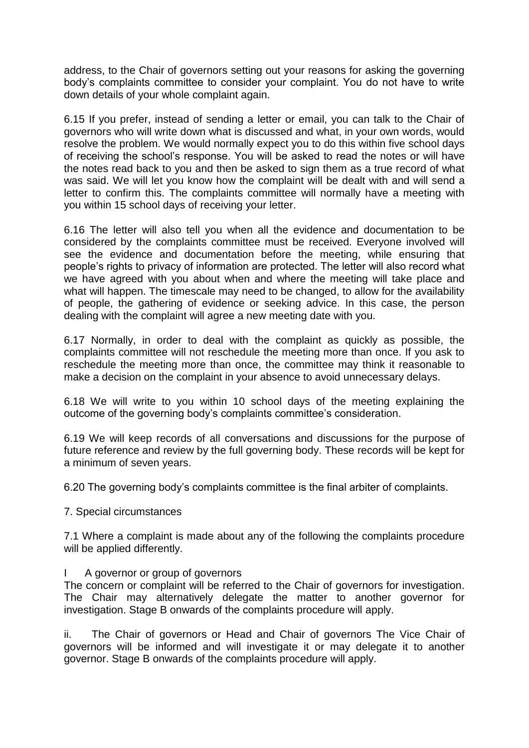address, to the Chair of governors setting out your reasons for asking the governing body's complaints committee to consider your complaint. You do not have to write down details of your whole complaint again.

6.15 If you prefer, instead of sending a letter or email, you can talk to the Chair of governors who will write down what is discussed and what, in your own words, would resolve the problem. We would normally expect you to do this within five school days of receiving the school's response. You will be asked to read the notes or will have the notes read back to you and then be asked to sign them as a true record of what was said. We will let you know how the complaint will be dealt with and will send a letter to confirm this. The complaints committee will normally have a meeting with you within 15 school days of receiving your letter.

6.16 The letter will also tell you when all the evidence and documentation to be considered by the complaints committee must be received. Everyone involved will see the evidence and documentation before the meeting, while ensuring that people's rights to privacy of information are protected. The letter will also record what we have agreed with you about when and where the meeting will take place and what will happen. The timescale may need to be changed, to allow for the availability of people, the gathering of evidence or seeking advice. In this case, the person dealing with the complaint will agree a new meeting date with you.

6.17 Normally, in order to deal with the complaint as quickly as possible, the complaints committee will not reschedule the meeting more than once. If you ask to reschedule the meeting more than once, the committee may think it reasonable to make a decision on the complaint in your absence to avoid unnecessary delays.

6.18 We will write to you within 10 school days of the meeting explaining the outcome of the governing body's complaints committee's consideration.

6.19 We will keep records of all conversations and discussions for the purpose of future reference and review by the full governing body. These records will be kept for a minimum of seven years.

6.20 The governing body's complaints committee is the final arbiter of complaints.

7. Special circumstances

7.1 Where a complaint is made about any of the following the complaints procedure will be applied differently.

I A governor or group of governors
The concern or complaint will be referred to the Chair of governors for investigation. The Chair may alternatively delegate the matter to another governor for investigation. Stage B onwards of the complaints procedure will apply.

ii. The Chair of governors or Head and Chair of governors The Vice Chair of governors will be informed and will investigate it or may delegate it to another governor. Stage B onwards of the complaints procedure will apply.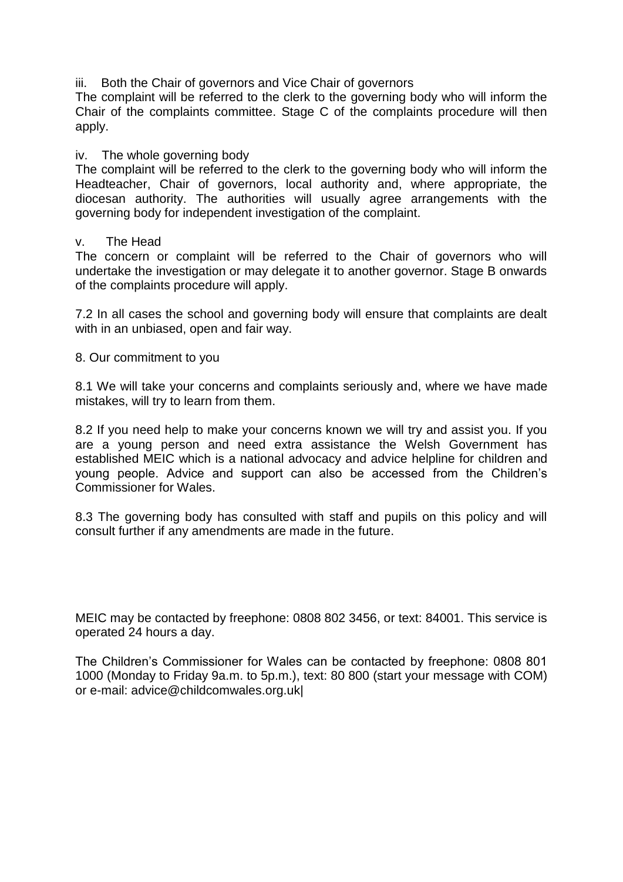iii. Both the Chair of governors and Vice Chair of governors

The complaint will be referred to the clerk to the governing body who will inform the Chair of the complaints committee. Stage C of the complaints procedure will then apply.

iv. The whole governing body

The complaint will be referred to the clerk to the governing body who will inform the Headteacher, Chair of governors, local authority and, where appropriate, the diocesan authority. The authorities will usually agree arrangements with the governing body for independent investigation of the complaint.

v. The Head

The concern or complaint will be referred to the Chair of governors who will undertake the investigation or may delegate it to another governor. Stage B onwards of the complaints procedure will apply.

7.2 In all cases the school and governing body will ensure that complaints are dealt with in an unbiased, open and fair way.

8. Our commitment to you

8.1 We will take your concerns and complaints seriously and, where we have made mistakes, will try to learn from them.

8.2 If you need help to make your concerns known we will try and assist you. If you are a young person and need extra assistance the Welsh Government has established MEIC which is a national advocacy and advice helpline for children and young people. Advice and support can also be accessed from the Children's Commissioner for Wales.

8.3 The governing body has consulted with staff and pupils on this policy and will consult further if any amendments are made in the future.

MEIC may be contacted by freephone: 0808 802 3456, or text: 84001. This service is operated 24 hours a day.

The Children's Commissioner for Wales can be contacted by freephone: 0808 801 1000 (Monday to Friday 9a.m. to 5p.m.), text: 80 800 (start your message with COM) or e-mail: advice@childcomwales.org.uk|